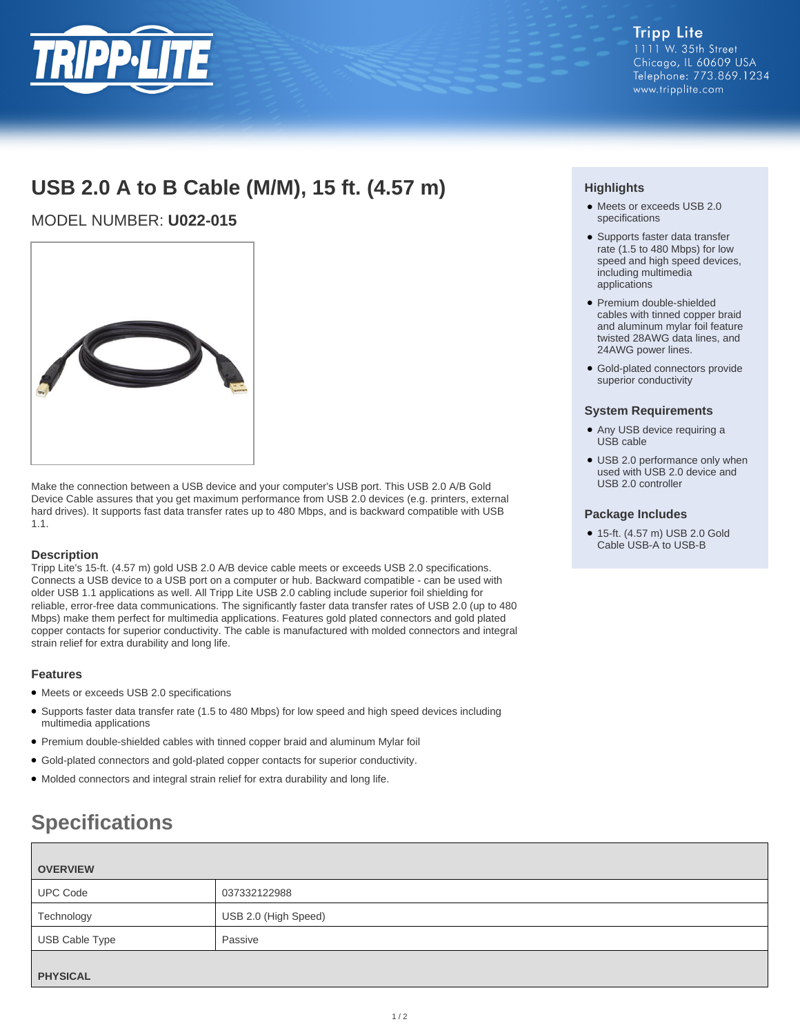Tripp Lite
1111 W. 35th Street
Chicago, IL 60609 USA
Telephone: 773.869.1234
www.tripplite.com

# USB 2.0 A to B Cable (M/M), 15 ft. (4.57 m)

MODEL NUMBER: **U022-015**

Make the connection between a USB device and your computer's USB port. This USB 2.0 A/B Gold Device Cable assures that you get maximum performance from USB 2.0 devices (e.g. printers, external hard drives). It supports fast data transfer rates up to 480 Mbps, and is backward compatible with USB 1.1.

### Description

Tripp Lite's 15-ft. (4.57 m) gold USB 2.0 A/B device cable meets or exceeds USB 2.0 specifications. Connects a USB device to a USB port on a computer or hub. Backward compatible - can be used with older USB 1.1 applications as well. All Tripp Lite USB 2.0 cabling include superior foil shielding for reliable, error-free data communications. The significantly faster data transfer rates of USB 2.0 (up to 480 Mbps) make them perfect for multimedia applications. Features gold plated connectors and gold plated copper contacts for superior conductivity. The cable is manufactured with molded connectors and integral strain relief for extra durability and long life.

### Features

- Meets or exceeds USB 2.0 specifications
- Supports faster data transfer rate (1.5 to 480 Mbps) for low speed and high speed devices including multimedia applications
- Premium double-shielded cables with tinned copper braid and aluminum Mylar foil
- Gold-plated connectors and gold-plated copper contacts for superior conductivity.
- Molded connectors and integral strain relief for extra durability and long life.

### Highlights

- Meets or exceeds USB 2.0 specifications
- Supports faster data transfer rate (1.5 to 480 Mbps) for low speed and high speed devices, including multimedia applications
- Premium double-shielded cables with tinned copper braid and aluminum mylar foil feature twisted 28AWG data lines, and 24AWG power lines.
- Gold-plated connectors provide superior conductivity

### System Requirements

- Any USB device requiring a USB cable
- USB 2.0 performance only when used with USB 2.0 device and USB 2.0 controller

### Package Includes

- 15-ft. (4.57 m) USB 2.0 Gold Cable USB-A to USB-B

## Specifications

| OVERVIEW | |
|---|---|
| UPC Code | 037332122988 |
| Technology | USB 2.0 (High Speed) |
| USB Cable Type | Passive |
| **PHYSICAL** | |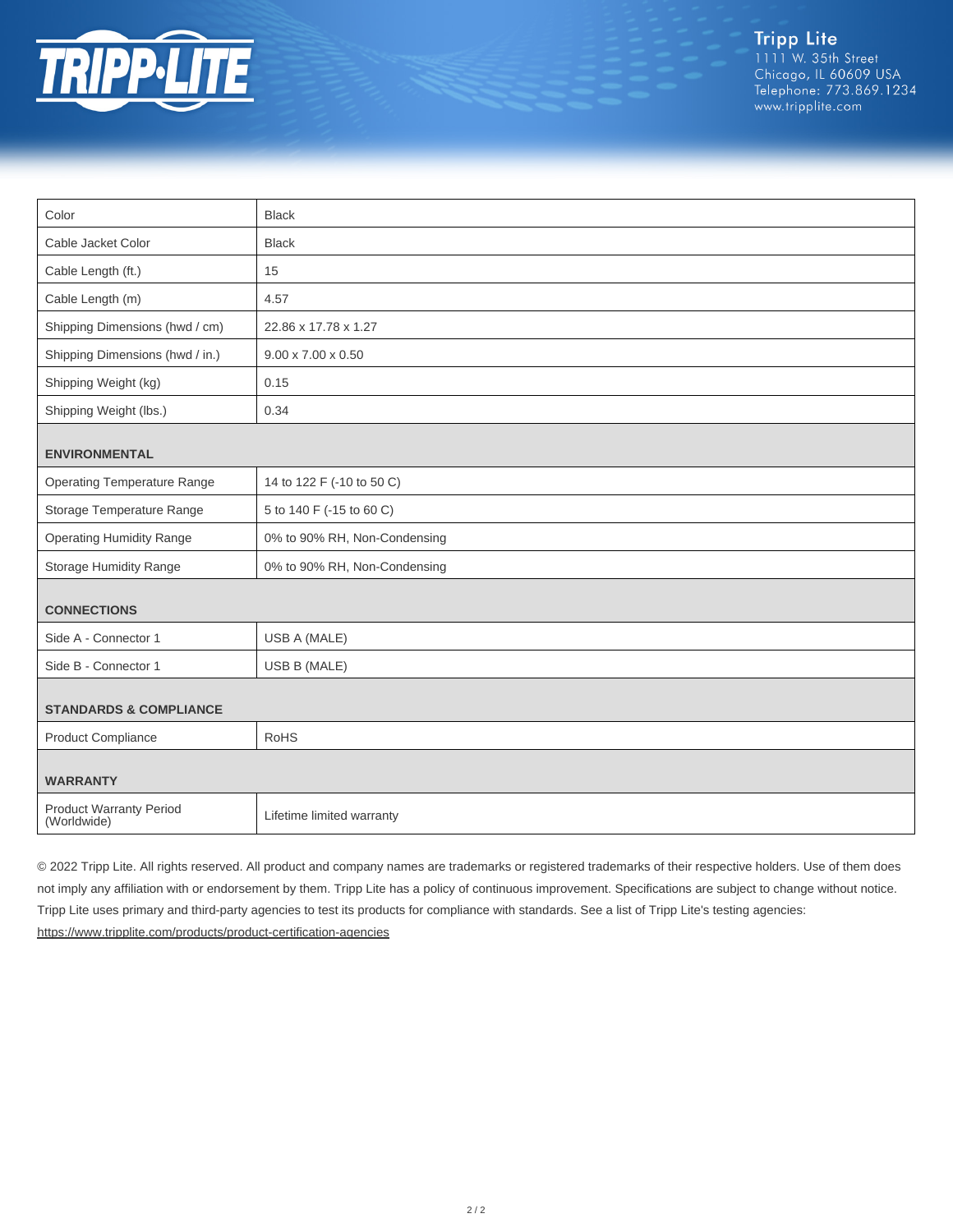Tripp Lite
1111 W. 35th Street
Chicago, IL 60609 USA
Telephone: 773.869.1234
www.tripplite.com

| | |
|---|---|
| Color | Black |
| Cable Jacket Color | Black |
| Cable Length (ft.) | 15 |
| Cable Length (m) | 4.57 |
| Shipping Dimensions (hwd / cm) | 22.86 x 17.78 x 1.27 |
| Shipping Dimensions (hwd / in.) | 9.00 x 7.00 x 0.50 |
| Shipping Weight (kg) | 0.15 |
| Shipping Weight (lbs.) | 0.34 |
| **ENVIRONMENTAL** | |
| Operating Temperature Range | 14 to 122 F (-10 to 50 C) |
| Storage Temperature Range | 5 to 140 F (-15 to 60 C) |
| Operating Humidity Range | 0% to 90% RH, Non-Condensing |
| Storage Humidity Range | 0% to 90% RH, Non-Condensing |
| **CONNECTIONS** | |
| Side A - Connector 1 | USB A (MALE) |
| Side B - Connector 1 | USB B (MALE) |
| **STANDARDS & COMPLIANCE** | |
| Product Compliance | RoHS |
| **WARRANTY** | |
| Product Warranty Period (Worldwide) | Lifetime limited warranty |

© 2022 Tripp Lite. All rights reserved. All product and company names are trademarks or registered trademarks of their respective holders. Use of them does not imply any affiliation with or endorsement by them. Tripp Lite has a policy of continuous improvement. Specifications are subject to change without notice. Tripp Lite uses primary and third-party agencies to test its products for compliance with standards. See a list of Tripp Lite's testing agencies: https://www.tripplite.com/products/product-certification-agencies